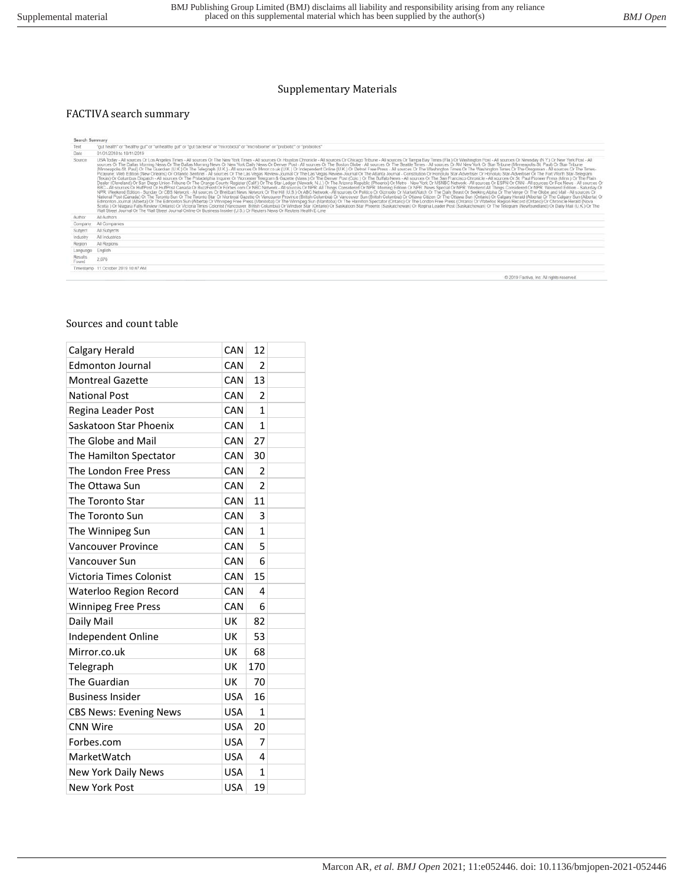# Supplementary Materials

## FACTIVA search summary

| Search Summary | |
|---|---|
| Text | "gut health" or "healthy gut" or "unhealthy gut" or "gut bacteria" or "microbiota" or "microbiome" or "probiotic" or "probiotics" |
| Date | 01/01/2018 to 10/11/2019 |
| Source | USA Today - All sources Or Los Angeles Times - All sources Or The New York Times - All sources Or Houston Chronicle - All sources Or Chicago Tribune - All sources Or Tampa Bay Times (Fla.) Or Washington Post - All sources Or Newsday (N.Y.) Or New York Post - All sources Or The Dallas Morning News Or The Dallas Morning News Or New York Daily News Or Denver Post - All sources Or The Boston Globe - All sources Or The Seattle Times - All sources Or AM New York Or Star-Tribune (Minneapolis-St. Paul) Or Star-Tribune (Minneapolis-St. Paul) Or The Guardian (U.K.) Or The Telegraph (U.K.) - All sources Or Mirror.co.uk (U.K.) Or Independent Online (U.K.) Or Detroit Free Press - All sources Or The Washington Times Or The Oregonian - All sources Or The Times-Picayune: Web Edition (New Orleans) Or Orlando Sentinel - All sources Or The Las Vegas Review-Journal Or The Las Vegas Review-Journal Or The Atlanta Journal - Constitution Or Honolulu Star-Advertiser Or Honolulu Star-Advertiser Or The Fort Worth Star-Telegram (Texas) Or Columbus Dispatch - All sources Or The Philadelphia Inquirer Or Worcester Telegram & Gazette (Mass.) Or The Denver Post (Colo.) Or The Buffalo News - All sources Or The San Francisco Chronicle - All sources Or St. Paul Pioneer Press (Minn.) Or The Plain Dealer (Cleveland) Or San Diego Union-Tribune Or The Orange County Register (Calif.) Or The Star-Ledger (Newark, N.J.) Or The Arizona Republic (Phoenix) Or Metro - New York Or MSNBC Network - All sources Or ESPN Or CNN - All sources Or Fox News - All sources Or BBC - All sources Or HuffPost Or HuffPost Canada Or BuzzFeed Or Forbes.com Or NBC Network - All sources Or NPR: All Things Considered Or NPR: Morning Edition Or NPR: News Special Or NPR: Weekend All Things Considered Or NPR: Weekend Edition - Saturday Or NPR: Weekend Edition - Sunday Or CBS Network - All sources Or Breitbart News Network Or The Hill (U.S.) Or ABC Network - All sources Or Politico Or Gizmodo Or MarketWatch Or The Daily Beast Or Seeking Alpha Or The Verge Or The Globe and Mail - All sources Or National Post (Canada) Or The Toronto Sun Or The Toronto Star Or Montreal Gazette Or Vancouver Province (British Columbia) Or Vancouver Sun (British Columbia) Or Ottawa Citizen Or The Ottawa Sun (Ontario) Or Calgary Herald (Alberta) Or The Calgary Sun (Alberta) Or Edmonton Journal (Alberta) Or The Edmonton Sun (Alberta) Or Winnipeg Free Press (Manitoba) Or The Winnipeg Sun (Manitoba) Or The Hamilton Spectator (Ontario) Or The London Free Press (Ontario) Or Waterloo Region Record (Ontario) Or Chronicle Herald (Nova Scotia) Or Niagara Falls Review (Ontario) Or Victoria Times Colonist (Vancouver, British Columbia) Or Windsor Star (Ontario) Or Saskatoon Star Phoenix (Saskatchewan) Or Regina Leader Post (Saskatchewan) Or The Telegram (Newfoundland) Or Daily Mail (U.K.) Or The Wall Street Journal Or The Wall Street Journal Online Or Business Insider (U.S.) Or Reuters News Or Reuters Health E-Line |
| Author | All Authors |
| Company | All Companies |
| Subject | All Subjects |
| Industry | All Industries |
| Region | All Regions |
| Language | English |
| Results Found | 2,879 |
| Timestamp | 11 October 2019 10:47 AM |

© 2019 Factiva, Inc. All rights reserved.

## Sources and count table

| | | | |
|---|---|---|---|
| Calgary Herald | CAN | 12 | |
| Edmonton Journal | CAN | 2 | |
| Montreal Gazette | CAN | 13 | |
| National Post | CAN | 2 | |
| Regina Leader Post | CAN | 1 | |
| Saskatoon Star Phoenix | CAN | 1 | |
| The Globe and Mail | CAN | 27 | |
| The Hamilton Spectator | CAN | 30 | |
| The London Free Press | CAN | 2 | |
| The Ottawa Sun | CAN | 2 | |
| The Toronto Star | CAN | 11 | |
| The Toronto Sun | CAN | 3 | |
| The Winnipeg Sun | CAN | 1 | |
| Vancouver Province | CAN | 5 | |
| Vancouver Sun | CAN | 6 | |
| Victoria Times Colonist | CAN | 15 | |
| Waterloo Region Record | CAN | 4 | |
| Winnipeg Free Press | CAN | 6 | |
| Daily Mail | UK | 82 | |
| Independent Online | UK | 53 | |
| Mirror.co.uk | UK | 68 | |
| Telegraph | UK | 170 | |
| The Guardian | UK | 70 | |
| Business Insider | USA | 16 | |
| CBS News: Evening News | USA | 1 | |
| CNN Wire | USA | 20 | |
| Forbes.com | USA | 7 | |
| MarketWatch | USA | 4 | |
| New York Daily News | USA | 1 | |
| New York Post | USA | 19 | |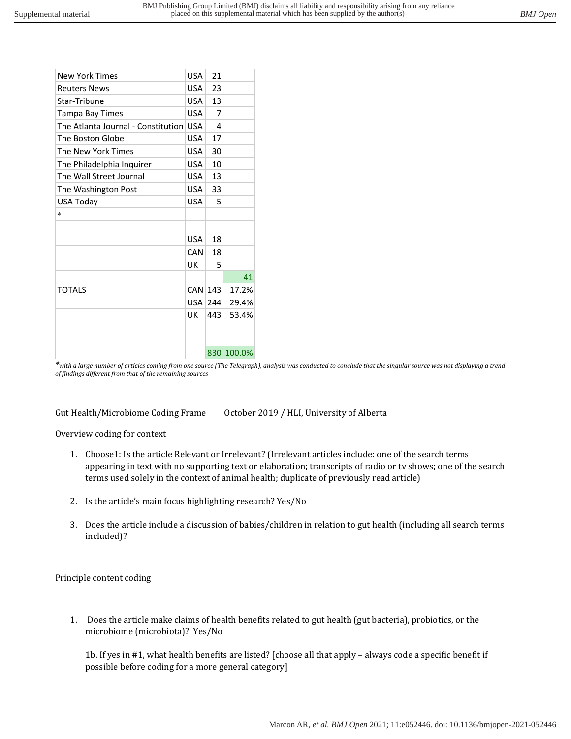| | | | |
|---|---|---|---|
| New York Times | USA | 21 | |
| Reuters News | USA | 23 | |
| Star-Tribune | USA | 13 | |
| Tampa Bay Times | USA | 7 | |
| The Atlanta Journal - Constitution | USA | 4 | |
| The Boston Globe | USA | 17 | |
| The New York Times | USA | 30 | |
| The Philadelphia Inquirer | USA | 10 | |
| The Wall Street Journal | USA | 13 | |
| The Washington Post | USA | 33 | |
| USA Today | USA | 5 | |
| * | | | |
| | | | |
| | USA | 18 | |
| | CAN | 18 | |
| | UK | 5 | |
| | | | 41 |
| TOTALS | CAN | 143 | 17.2% |
| | USA | 244 | 29.4% |
| | UK | 443 | 53.4% |
| | | | |
| | | | |
| | | 830 | 100.0% |

**with a large number of articles coming from one source (The Telegraph), analysis was conducted to conclude that the singular source was not displaying a trend of findings different from that of the remaining sources*

Gut Health/Microbiome Coding Frame October 2019 / HLI, University of Alberta

Overview coding for context

1. Choose1: Is the article Relevant or Irrelevant? (Irrelevant articles include: one of the search terms appearing in text with no supporting text or elaboration; transcripts of radio or tv shows; one of the search terms used solely in the context of animal health; duplicate of previously read article)

2. Is the article's main focus highlighting research? Yes/No

3. Does the article include a discussion of babies/children in relation to gut health (including all search terms included)?

Principle content coding

1. Does the article make claims of health benefits related to gut health (gut bacteria), probiotics, or the microbiome (microbiota)? Yes/No

   1b. If yes in #1, what health benefits are listed? [choose all that apply – always code a specific benefit if possible before coding for a more general category]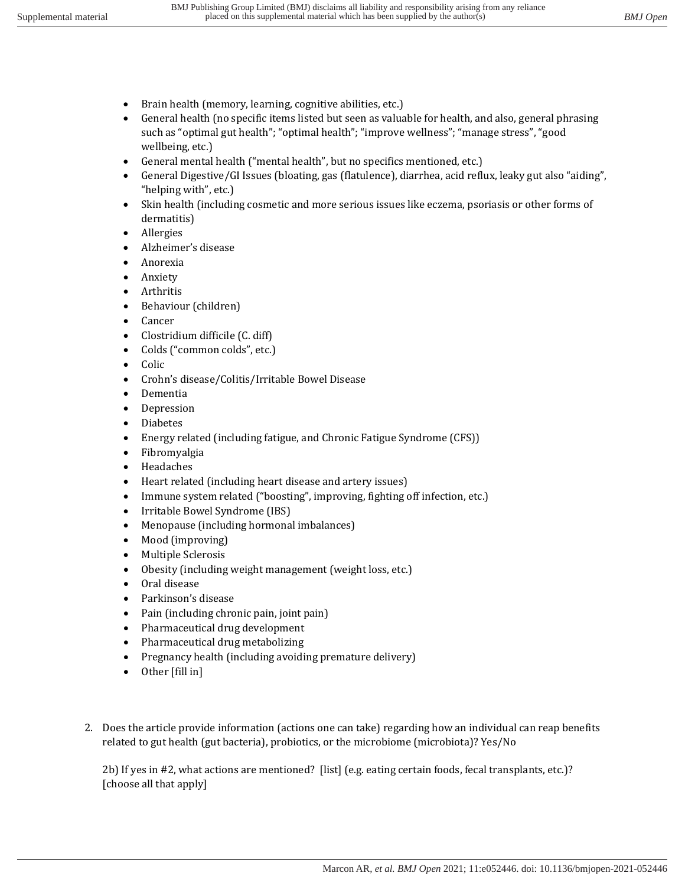- Brain health (memory, learning, cognitive abilities, etc.)
- General health (no specific items listed but seen as valuable for health, and also, general phrasing such as “optimal gut health”; “optimal health”; “improve wellness”; “manage stress”, “good wellbeing, etc.)
- General mental health (“mental health”, but no specifics mentioned, etc.)
- General Digestive/GI Issues (bloating, gas (flatulence), diarrhea, acid reflux, leaky gut also “aiding”, “helping with”, etc.)
- Skin health (including cosmetic and more serious issues like eczema, psoriasis or other forms of dermatitis)
- Allergies
- Alzheimer’s disease
- Anorexia
- Anxiety
- Arthritis
- Behaviour (children)
- Cancer
- Clostridium difficile (C. diff)
- Colds (“common colds”, etc.)
- Colic
- Crohn’s disease/Colitis/Irritable Bowel Disease
- Dementia
- Depression
- Diabetes
- Energy related (including fatigue, and Chronic Fatigue Syndrome (CFS))
- Fibromyalgia
- Headaches
- Heart related (including heart disease and artery issues)
- Immune system related (“boosting”, improving, fighting off infection, etc.)
- Irritable Bowel Syndrome (IBS)
- Menopause (including hormonal imbalances)
- Mood (improving)
- Multiple Sclerosis
- Obesity (including weight management (weight loss, etc.)
- Oral disease
- Parkinson’s disease
- Pain (including chronic pain, joint pain)
- Pharmaceutical drug development
- Pharmaceutical drug metabolizing
- Pregnancy health (including avoiding premature delivery)
- Other [fill in]

2. Does the article provide information (actions one can take) regarding how an individual can reap benefits related to gut health (gut bacteria), probiotics, or the microbiome (microbiota)? Yes/No

   2b) If yes in #2, what actions are mentioned? [list] (e.g. eating certain foods, fecal transplants, etc.)? [choose all that apply]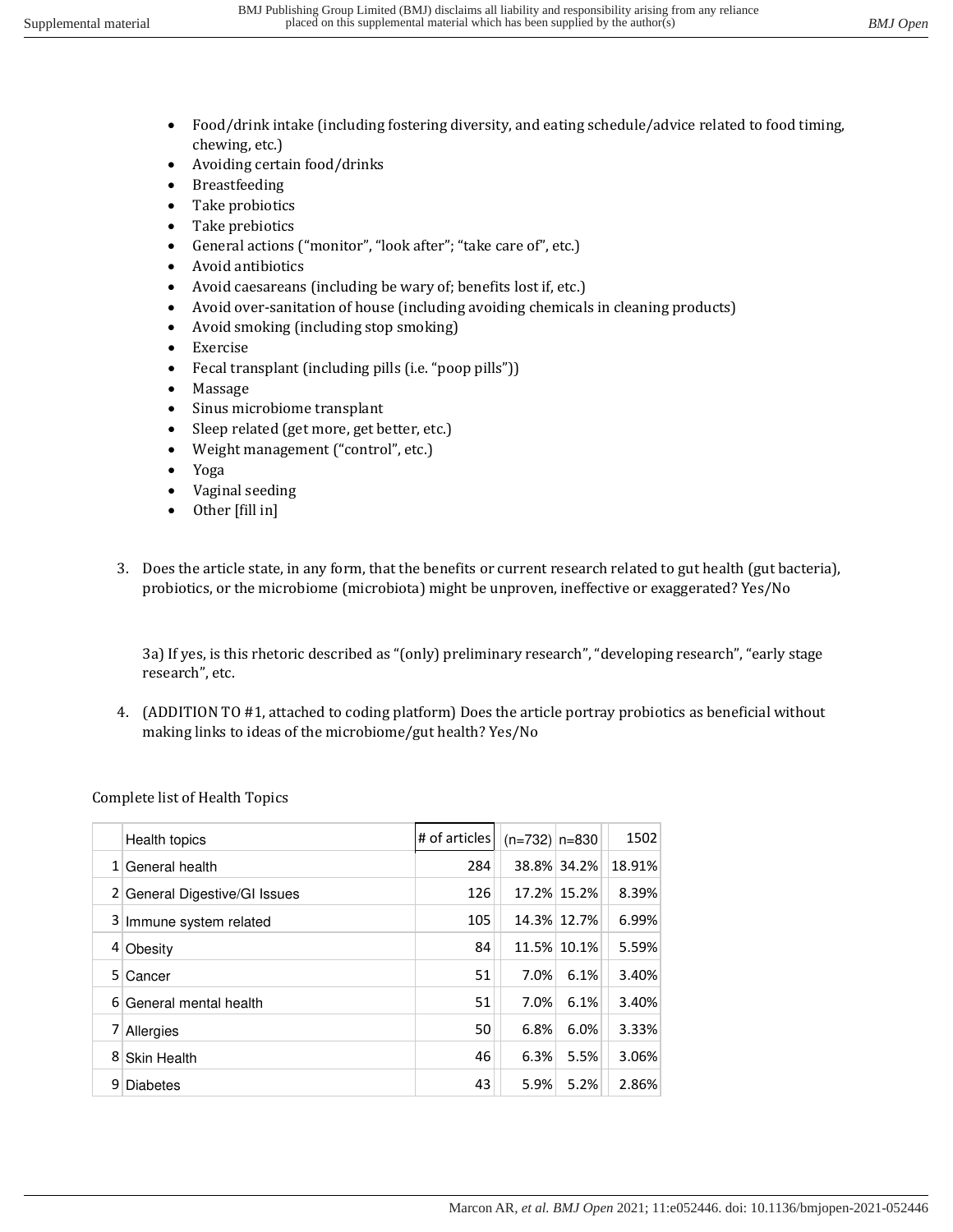- Food/drink intake (including fostering diversity, and eating schedule/advice related to food timing, chewing, etc.)
- Avoiding certain food/drinks
- Breastfeeding
- Take probiotics
- Take prebiotics
- General actions ("monitor", "look after"; "take care of", etc.)
- Avoid antibiotics
- Avoid caesareans (including be wary of; benefits lost if, etc.)
- Avoid over-sanitation of house (including avoiding chemicals in cleaning products)
- Avoid smoking (including stop smoking)
- Exercise
- Fecal transplant (including pills (i.e. "poop pills"))
- Massage
- Sinus microbiome transplant
- Sleep related (get more, get better, etc.)
- Weight management ("control", etc.)
- Yoga
- Vaginal seeding
- Other [fill in]

3. Does the article state, in any form, that the benefits or current research related to gut health (gut bacteria), probiotics, or the microbiome (microbiota) might be unproven, ineffective or exaggerated? Yes/No

   3a) If yes, is this rhetoric described as "(only) preliminary research", "developing research", "early stage research", etc.

4. (ADDITION TO #1, attached to coding platform) Does the article portray probiotics as beneficial without making links to ideas of the microbiome/gut health? Yes/No

Complete list of Health Topics

| | Health topics | # of articles | (n=732) | n=830 | 1502 |
|---|---|---|---|---|---|
| 1 | General health | 284 | 38.8% | 34.2% | 18.91% |
| 2 | General Digestive/GI Issues | 126 | 17.2% | 15.2% | 8.39% |
| 3 | Immune system related | 105 | 14.3% | 12.7% | 6.99% |
| 4 | Obesity | 84 | 11.5% | 10.1% | 5.59% |
| 5 | Cancer | 51 | 7.0% | 6.1% | 3.40% |
| 6 | General mental health | 51 | 7.0% | 6.1% | 3.40% |
| 7 | Allergies | 50 | 6.8% | 6.0% | 3.33% |
| 8 | Skin Health | 46 | 6.3% | 5.5% | 3.06% |
| 9 | Diabetes | 43 | 5.9% | 5.2% | 2.86% |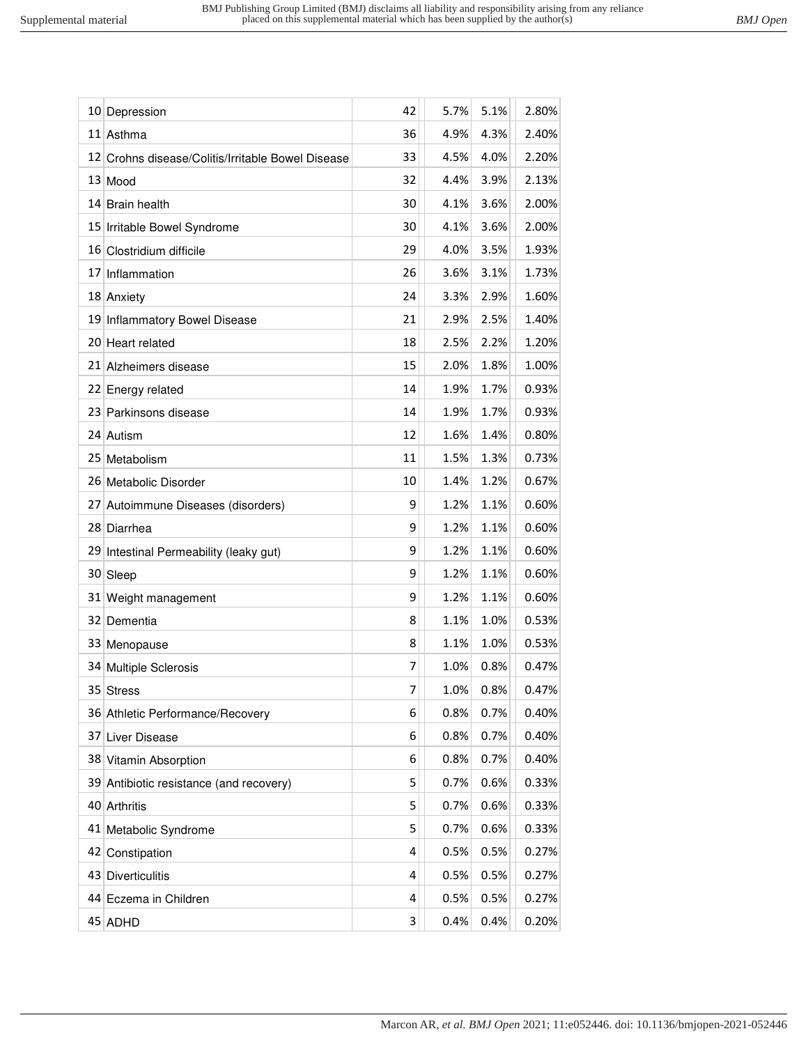| | | | | | |
|---|---|---|---|---|---|
| 10 | Depression | 42 | 5.7% | 5.1% | 2.80% |
| 11 | Asthma | 36 | 4.9% | 4.3% | 2.40% |
| 12 | Crohns disease/Colitis/Irritable Bowel Disease | 33 | 4.5% | 4.0% | 2.20% |
| 13 | Mood | 32 | 4.4% | 3.9% | 2.13% |
| 14 | Brain health | 30 | 4.1% | 3.6% | 2.00% |
| 15 | Irritable Bowel Syndrome | 30 | 4.1% | 3.6% | 2.00% |
| 16 | Clostridium difficile | 29 | 4.0% | 3.5% | 1.93% |
| 17 | Inflammation | 26 | 3.6% | 3.1% | 1.73% |
| 18 | Anxiety | 24 | 3.3% | 2.9% | 1.60% |
| 19 | Inflammatory Bowel Disease | 21 | 2.9% | 2.5% | 1.40% |
| 20 | Heart related | 18 | 2.5% | 2.2% | 1.20% |
| 21 | Alzheimers disease | 15 | 2.0% | 1.8% | 1.00% |
| 22 | Energy related | 14 | 1.9% | 1.7% | 0.93% |
| 23 | Parkinsons disease | 14 | 1.9% | 1.7% | 0.93% |
| 24 | Autism | 12 | 1.6% | 1.4% | 0.80% |
| 25 | Metabolism | 11 | 1.5% | 1.3% | 0.73% |
| 26 | Metabolic Disorder | 10 | 1.4% | 1.2% | 0.67% |
| 27 | Autoimmune Diseases (disorders) | 9 | 1.2% | 1.1% | 0.60% |
| 28 | Diarrhea | 9 | 1.2% | 1.1% | 0.60% |
| 29 | Intestinal Permeability (leaky gut) | 9 | 1.2% | 1.1% | 0.60% |
| 30 | Sleep | 9 | 1.2% | 1.1% | 0.60% |
| 31 | Weight management | 9 | 1.2% | 1.1% | 0.60% |
| 32 | Dementia | 8 | 1.1% | 1.0% | 0.53% |
| 33 | Menopause | 8 | 1.1% | 1.0% | 0.53% |
| 34 | Multiple Sclerosis | 7 | 1.0% | 0.8% | 0.47% |
| 35 | Stress | 7 | 1.0% | 0.8% | 0.47% |
| 36 | Athletic Performance/Recovery | 6 | 0.8% | 0.7% | 0.40% |
| 37 | Liver Disease | 6 | 0.8% | 0.7% | 0.40% |
| 38 | Vitamin Absorption | 6 | 0.8% | 0.7% | 0.40% |
| 39 | Antibiotic resistance (and recovery) | 5 | 0.7% | 0.6% | 0.33% |
| 40 | Arthritis | 5 | 0.7% | 0.6% | 0.33% |
| 41 | Metabolic Syndrome | 5 | 0.7% | 0.6% | 0.33% |
| 42 | Constipation | 4 | 0.5% | 0.5% | 0.27% |
| 43 | Diverticulitis | 4 | 0.5% | 0.5% | 0.27% |
| 44 | Eczema in Children | 4 | 0.5% | 0.5% | 0.27% |
| 45 | ADHD | 3 | 0.4% | 0.4% | 0.20% |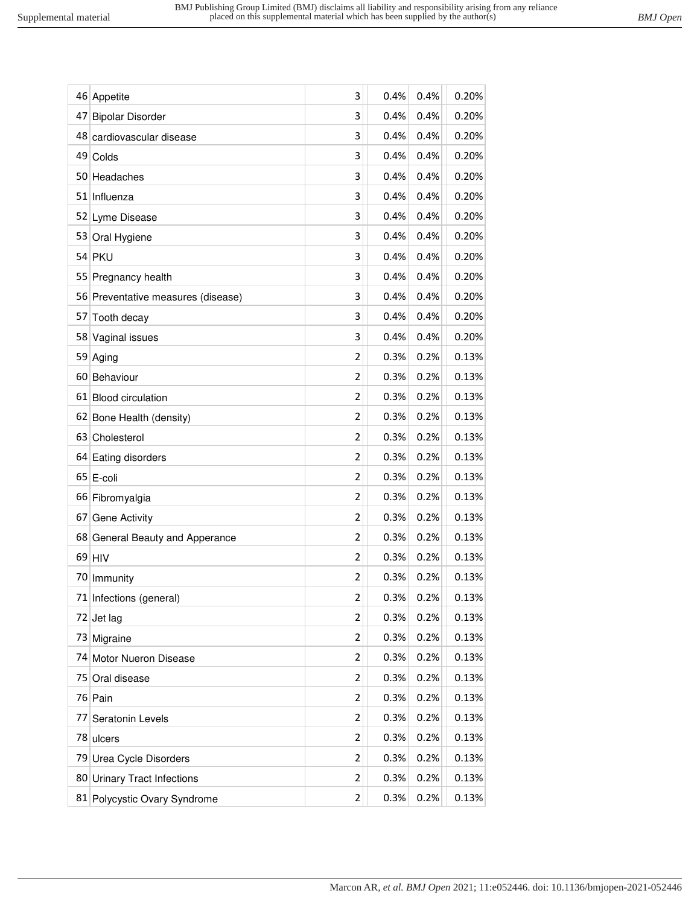| | | | | | | |
|---|---|---|---|---|---|---|
| 46 | Appetite | 3 | | 0.4% | 0.4% | 0.20% |
| 47 | Bipolar Disorder | 3 | | 0.4% | 0.4% | 0.20% |
| 48 | cardiovascular disease | 3 | | 0.4% | 0.4% | 0.20% |
| 49 | Colds | 3 | | 0.4% | 0.4% | 0.20% |
| 50 | Headaches | 3 | | 0.4% | 0.4% | 0.20% |
| 51 | Influenza | 3 | | 0.4% | 0.4% | 0.20% |
| 52 | Lyme Disease | 3 | | 0.4% | 0.4% | 0.20% |
| 53 | Oral Hygiene | 3 | | 0.4% | 0.4% | 0.20% |
| 54 | PKU | 3 | | 0.4% | 0.4% | 0.20% |
| 55 | Pregnancy health | 3 | | 0.4% | 0.4% | 0.20% |
| 56 | Preventative measures (disease) | 3 | | 0.4% | 0.4% | 0.20% |
| 57 | Tooth decay | 3 | | 0.4% | 0.4% | 0.20% |
| 58 | Vaginal issues | 3 | | 0.4% | 0.4% | 0.20% |
| 59 | Aging | 2 | | 0.3% | 0.2% | 0.13% |
| 60 | Behaviour | 2 | | 0.3% | 0.2% | 0.13% |
| 61 | Blood circulation | 2 | | 0.3% | 0.2% | 0.13% |
| 62 | Bone Health (density) | 2 | | 0.3% | 0.2% | 0.13% |
| 63 | Cholesterol | 2 | | 0.3% | 0.2% | 0.13% |
| 64 | Eating disorders | 2 | | 0.3% | 0.2% | 0.13% |
| 65 | E-coli | 2 | | 0.3% | 0.2% | 0.13% |
| 66 | Fibromyalgia | 2 | | 0.3% | 0.2% | 0.13% |
| 67 | Gene Activity | 2 | | 0.3% | 0.2% | 0.13% |
| 68 | General Beauty and Apperance | 2 | | 0.3% | 0.2% | 0.13% |
| 69 | HIV | 2 | | 0.3% | 0.2% | 0.13% |
| 70 | Immunity | 2 | | 0.3% | 0.2% | 0.13% |
| 71 | Infections (general) | 2 | | 0.3% | 0.2% | 0.13% |
| 72 | Jet lag | 2 | | 0.3% | 0.2% | 0.13% |
| 73 | Migraine | 2 | | 0.3% | 0.2% | 0.13% |
| 74 | Motor Nueron Disease | 2 | | 0.3% | 0.2% | 0.13% |
| 75 | Oral disease | 2 | | 0.3% | 0.2% | 0.13% |
| 76 | Pain | 2 | | 0.3% | 0.2% | 0.13% |
| 77 | Seratonin Levels | 2 | | 0.3% | 0.2% | 0.13% |
| 78 | ulcers | 2 | | 0.3% | 0.2% | 0.13% |
| 79 | Urea Cycle Disorders | 2 | | 0.3% | 0.2% | 0.13% |
| 80 | Urinary Tract Infections | 2 | | 0.3% | 0.2% | 0.13% |
| 81 | Polycystic Ovary Syndrome | 2 | | 0.3% | 0.2% | 0.13% |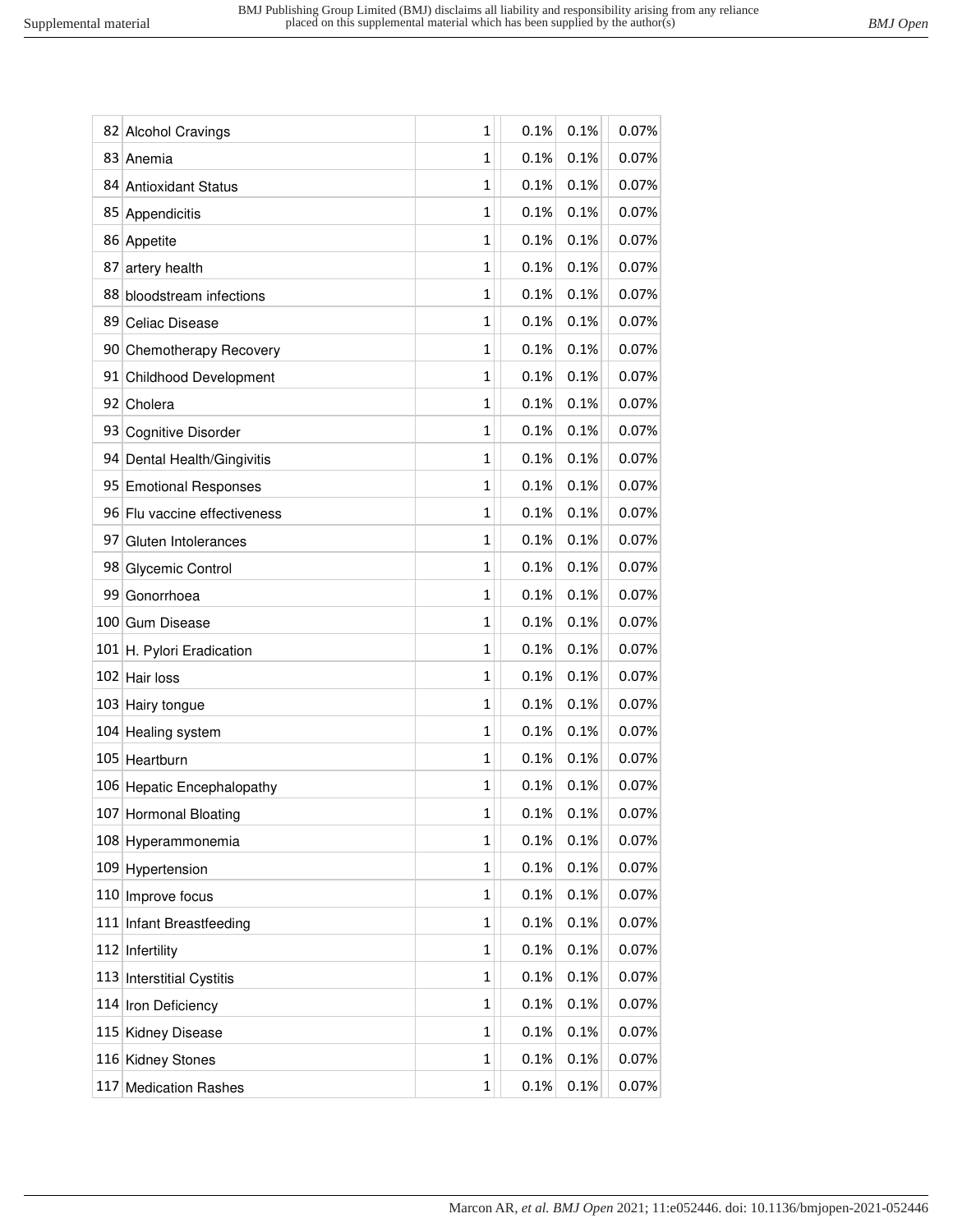| | | | | | | | |
|---|---|---|---|---|---|---|---|
| 82 | Alcohol Cravings | 1 | | 0.1% | 0.1% | | 0.07% |
| 83 | Anemia | 1 | | 0.1% | 0.1% | | 0.07% |
| 84 | Antioxidant Status | 1 | | 0.1% | 0.1% | | 0.07% |
| 85 | Appendicitis | 1 | | 0.1% | 0.1% | | 0.07% |
| 86 | Appetite | 1 | | 0.1% | 0.1% | | 0.07% |
| 87 | artery health | 1 | | 0.1% | 0.1% | | 0.07% |
| 88 | bloodstream infections | 1 | | 0.1% | 0.1% | | 0.07% |
| 89 | Celiac Disease | 1 | | 0.1% | 0.1% | | 0.07% |
| 90 | Chemotherapy Recovery | 1 | | 0.1% | 0.1% | | 0.07% |
| 91 | Childhood Development | 1 | | 0.1% | 0.1% | | 0.07% |
| 92 | Cholera | 1 | | 0.1% | 0.1% | | 0.07% |
| 93 | Cognitive Disorder | 1 | | 0.1% | 0.1% | | 0.07% |
| 94 | Dental Health/Gingivitis | 1 | | 0.1% | 0.1% | | 0.07% |
| 95 | Emotional Responses | 1 | | 0.1% | 0.1% | | 0.07% |
| 96 | Flu vaccine effectiveness | 1 | | 0.1% | 0.1% | | 0.07% |
| 97 | Gluten Intolerances | 1 | | 0.1% | 0.1% | | 0.07% |
| 98 | Glycemic Control | 1 | | 0.1% | 0.1% | | 0.07% |
| 99 | Gonorrhoea | 1 | | 0.1% | 0.1% | | 0.07% |
| 100 | Gum Disease | 1 | | 0.1% | 0.1% | | 0.07% |
| 101 | H. Pylori Eradication | 1 | | 0.1% | 0.1% | | 0.07% |
| 102 | Hair loss | 1 | | 0.1% | 0.1% | | 0.07% |
| 103 | Hairy tongue | 1 | | 0.1% | 0.1% | | 0.07% |
| 104 | Healing system | 1 | | 0.1% | 0.1% | | 0.07% |
| 105 | Heartburn | 1 | | 0.1% | 0.1% | | 0.07% |
| 106 | Hepatic Encephalopathy | 1 | | 0.1% | 0.1% | | 0.07% |
| 107 | Hormonal Bloating | 1 | | 0.1% | 0.1% | | 0.07% |
| 108 | Hyperammonemia | 1 | | 0.1% | 0.1% | | 0.07% |
| 109 | Hypertension | 1 | | 0.1% | 0.1% | | 0.07% |
| 110 | Improve focus | 1 | | 0.1% | 0.1% | | 0.07% |
| 111 | Infant Breastfeeding | 1 | | 0.1% | 0.1% | | 0.07% |
| 112 | Infertility | 1 | | 0.1% | 0.1% | | 0.07% |
| 113 | Interstitial Cystitis | 1 | | 0.1% | 0.1% | | 0.07% |
| 114 | Iron Deficiency | 1 | | 0.1% | 0.1% | | 0.07% |
| 115 | Kidney Disease | 1 | | 0.1% | 0.1% | | 0.07% |
| 116 | Kidney Stones | 1 | | 0.1% | 0.1% | | 0.07% |
| 117 | Medication Rashes | 1 | | 0.1% | 0.1% | | 0.07% |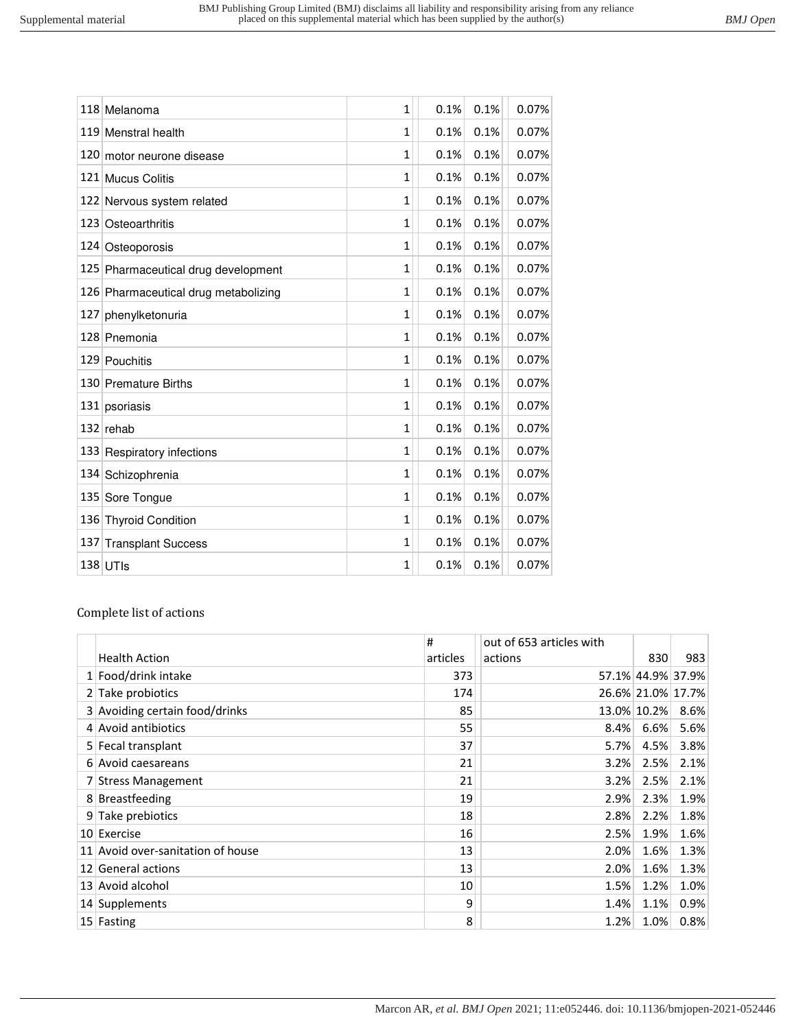| | | | | | |
|---|---|---|---|---|---|
| 118 | Melanoma | 1 | 0.1% | 0.1% | 0.07% |
| 119 | Menstral health | 1 | 0.1% | 0.1% | 0.07% |
| 120 | motor neurone disease | 1 | 0.1% | 0.1% | 0.07% |
| 121 | Mucus Colitis | 1 | 0.1% | 0.1% | 0.07% |
| 122 | Nervous system related | 1 | 0.1% | 0.1% | 0.07% |
| 123 | Osteoarthritis | 1 | 0.1% | 0.1% | 0.07% |
| 124 | Osteoporosis | 1 | 0.1% | 0.1% | 0.07% |
| 125 | Pharmaceutical drug development | 1 | 0.1% | 0.1% | 0.07% |
| 126 | Pharmaceutical drug metabolizing | 1 | 0.1% | 0.1% | 0.07% |
| 127 | phenylketonuria | 1 | 0.1% | 0.1% | 0.07% |
| 128 | Pnemonia | 1 | 0.1% | 0.1% | 0.07% |
| 129 | Pouchitis | 1 | 0.1% | 0.1% | 0.07% |
| 130 | Premature Births | 1 | 0.1% | 0.1% | 0.07% |
| 131 | psoriasis | 1 | 0.1% | 0.1% | 0.07% |
| 132 | rehab | 1 | 0.1% | 0.1% | 0.07% |
| 133 | Respiratory infections | 1 | 0.1% | 0.1% | 0.07% |
| 134 | Schizophrenia | 1 | 0.1% | 0.1% | 0.07% |
| 135 | Sore Tongue | 1 | 0.1% | 0.1% | 0.07% |
| 136 | Thyroid Condition | 1 | 0.1% | 0.1% | 0.07% |
| 137 | Transplant Success | 1 | 0.1% | 0.1% | 0.07% |
| 138 | UTIs | 1 | 0.1% | 0.1% | 0.07% |

Complete list of actions

| | Health Action | # articles | out of 653 articles with actions | 830 | 983 |
|---|---|---|---|---|---|
| 1 | Food/drink intake | 373 | 57.1% | 44.9% | 37.9% |
| 2 | Take probiotics | 174 | 26.6% | 21.0% | 17.7% |
| 3 | Avoiding certain food/drinks | 85 | 13.0% | 10.2% | 8.6% |
| 4 | Avoid antibiotics | 55 | 8.4% | 6.6% | 5.6% |
| 5 | Fecal transplant | 37 | 5.7% | 4.5% | 3.8% |
| 6 | Avoid caesareans | 21 | 3.2% | 2.5% | 2.1% |
| 7 | Stress Management | 21 | 3.2% | 2.5% | 2.1% |
| 8 | Breastfeeding | 19 | 2.9% | 2.3% | 1.9% |
| 9 | Take prebiotics | 18 | 2.8% | 2.2% | 1.8% |
| 10 | Exercise | 16 | 2.5% | 1.9% | 1.6% |
| 11 | Avoid over-sanitation of house | 13 | 2.0% | 1.6% | 1.3% |
| 12 | General actions | 13 | 2.0% | 1.6% | 1.3% |
| 13 | Avoid alcohol | 10 | 1.5% | 1.2% | 1.0% |
| 14 | Supplements | 9 | 1.4% | 1.1% | 0.9% |
| 15 | Fasting | 8 | 1.2% | 1.0% | 0.8% |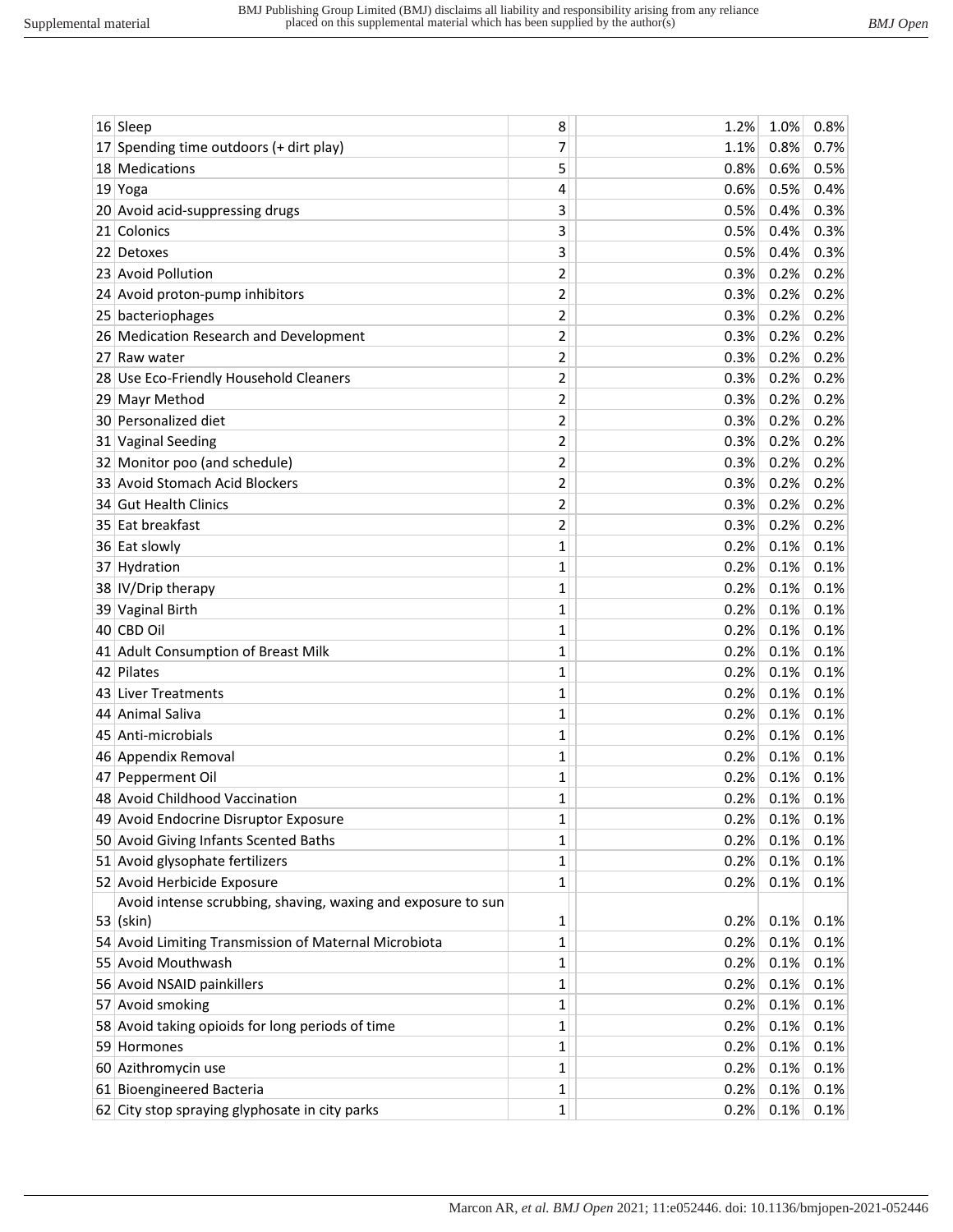| | | | | | |
|---|---|---|---|---|---|
| 16 | Sleep | 8 | 1.2% | 1.0% | 0.8% |
| 17 | Spending time outdoors (+ dirt play) | 7 | 1.1% | 0.8% | 0.7% |
| 18 | Medications | 5 | 0.8% | 0.6% | 0.5% |
| 19 | Yoga | 4 | 0.6% | 0.5% | 0.4% |
| 20 | Avoid acid-suppressing drugs | 3 | 0.5% | 0.4% | 0.3% |
| 21 | Colonics | 3 | 0.5% | 0.4% | 0.3% |
| 22 | Detoxes | 3 | 0.5% | 0.4% | 0.3% |
| 23 | Avoid Pollution | 2 | 0.3% | 0.2% | 0.2% |
| 24 | Avoid proton-pump inhibitors | 2 | 0.3% | 0.2% | 0.2% |
| 25 | bacteriophages | 2 | 0.3% | 0.2% | 0.2% |
| 26 | Medication Research and Development | 2 | 0.3% | 0.2% | 0.2% |
| 27 | Raw water | 2 | 0.3% | 0.2% | 0.2% |
| 28 | Use Eco-Friendly Household Cleaners | 2 | 0.3% | 0.2% | 0.2% |
| 29 | Mayr Method | 2 | 0.3% | 0.2% | 0.2% |
| 30 | Personalized diet | 2 | 0.3% | 0.2% | 0.2% |
| 31 | Vaginal Seeding | 2 | 0.3% | 0.2% | 0.2% |
| 32 | Monitor poo (and schedule) | 2 | 0.3% | 0.2% | 0.2% |
| 33 | Avoid Stomach Acid Blockers | 2 | 0.3% | 0.2% | 0.2% |
| 34 | Gut Health Clinics | 2 | 0.3% | 0.2% | 0.2% |
| 35 | Eat breakfast | 2 | 0.3% | 0.2% | 0.2% |
| 36 | Eat slowly | 1 | 0.2% | 0.1% | 0.1% |
| 37 | Hydration | 1 | 0.2% | 0.1% | 0.1% |
| 38 | IV/Drip therapy | 1 | 0.2% | 0.1% | 0.1% |
| 39 | Vaginal Birth | 1 | 0.2% | 0.1% | 0.1% |
| 40 | CBD Oil | 1 | 0.2% | 0.1% | 0.1% |
| 41 | Adult Consumption of Breast Milk | 1 | 0.2% | 0.1% | 0.1% |
| 42 | Pilates | 1 | 0.2% | 0.1% | 0.1% |
| 43 | Liver Treatments | 1 | 0.2% | 0.1% | 0.1% |
| 44 | Animal Saliva | 1 | 0.2% | 0.1% | 0.1% |
| 45 | Anti-microbials | 1 | 0.2% | 0.1% | 0.1% |
| 46 | Appendix Removal | 1 | 0.2% | 0.1% | 0.1% |
| 47 | Pepperment Oil | 1 | 0.2% | 0.1% | 0.1% |
| 48 | Avoid Childhood Vaccination | 1 | 0.2% | 0.1% | 0.1% |
| 49 | Avoid Endocrine Disruptor Exposure | 1 | 0.2% | 0.1% | 0.1% |
| 50 | Avoid Giving Infants Scented Baths | 1 | 0.2% | 0.1% | 0.1% |
| 51 | Avoid glysophate fertilizers | 1 | 0.2% | 0.1% | 0.1% |
| 52 | Avoid Herbicide Exposure | 1 | 0.2% | 0.1% | 0.1% |
| 53 | Avoid intense scrubbing, shaving, waxing and exposure to sun (skin) | 1 | 0.2% | 0.1% | 0.1% |
| 54 | Avoid Limiting Transmission of Maternal Microbiota | 1 | 0.2% | 0.1% | 0.1% |
| 55 | Avoid Mouthwash | 1 | 0.2% | 0.1% | 0.1% |
| 56 | Avoid NSAID painkillers | 1 | 0.2% | 0.1% | 0.1% |
| 57 | Avoid smoking | 1 | 0.2% | 0.1% | 0.1% |
| 58 | Avoid taking opioids for long periods of time | 1 | 0.2% | 0.1% | 0.1% |
| 59 | Hormones | 1 | 0.2% | 0.1% | 0.1% |
| 60 | Azithromycin use | 1 | 0.2% | 0.1% | 0.1% |
| 61 | Bioengineered Bacteria | 1 | 0.2% | 0.1% | 0.1% |
| 62 | City stop spraying glyphosate in city parks | 1 | 0.2% | 0.1% | 0.1% |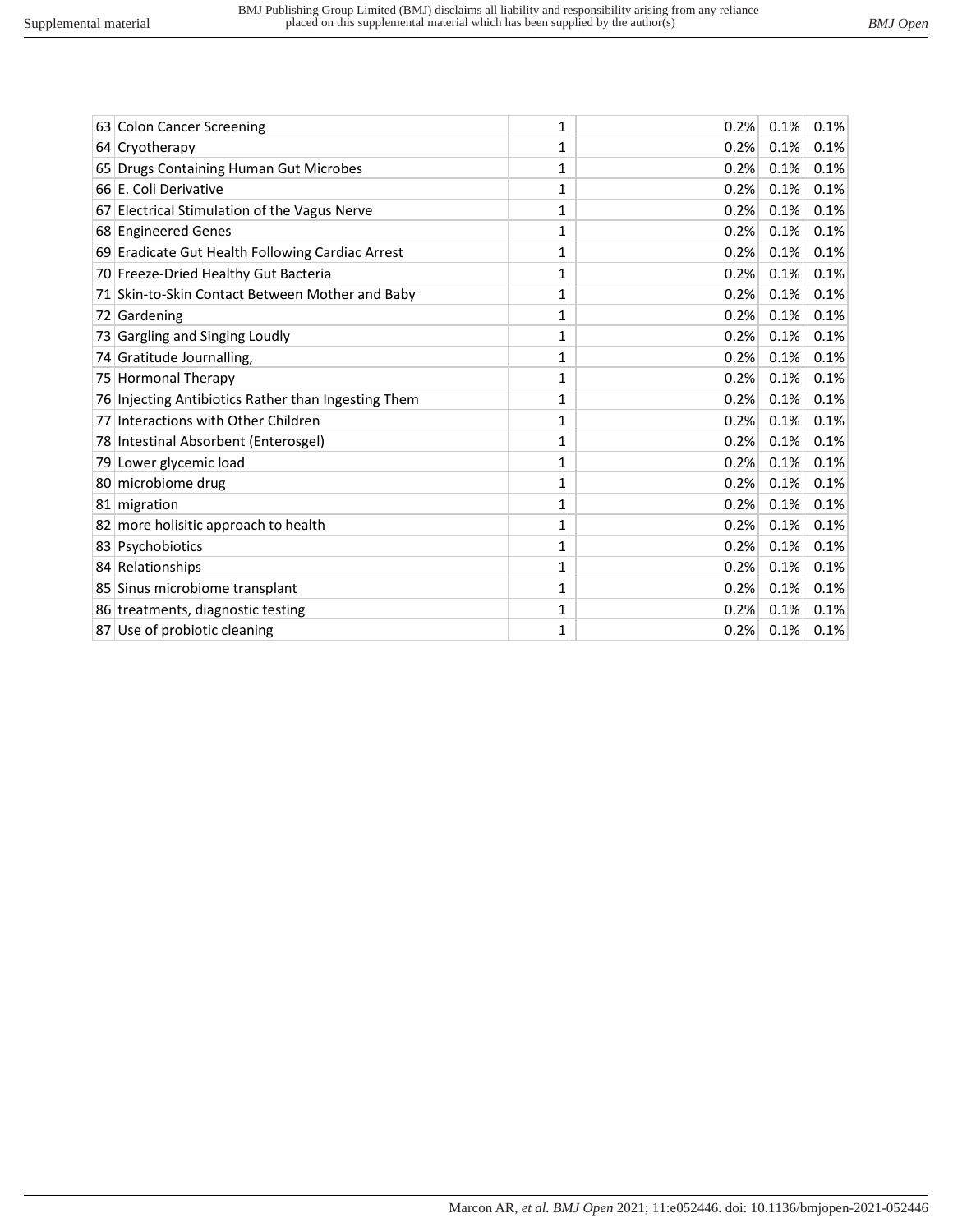| | | | | | | |
|---|---|---|---|---|---|---|
| 63 | Colon Cancer Screening | 1 | | 0.2% | 0.1% | 0.1% |
| 64 | Cryotherapy | 1 | | 0.2% | 0.1% | 0.1% |
| 65 | Drugs Containing Human Gut Microbes | 1 | | 0.2% | 0.1% | 0.1% |
| 66 | E. Coli Derivative | 1 | | 0.2% | 0.1% | 0.1% |
| 67 | Electrical Stimulation of the Vagus Nerve | 1 | | 0.2% | 0.1% | 0.1% |
| 68 | Engineered Genes | 1 | | 0.2% | 0.1% | 0.1% |
| 69 | Eradicate Gut Health Following Cardiac Arrest | 1 | | 0.2% | 0.1% | 0.1% |
| 70 | Freeze-Dried Healthy Gut Bacteria | 1 | | 0.2% | 0.1% | 0.1% |
| 71 | Skin-to-Skin Contact Between Mother and Baby | 1 | | 0.2% | 0.1% | 0.1% |
| 72 | Gardening | 1 | | 0.2% | 0.1% | 0.1% |
| 73 | Gargling and Singing Loudly | 1 | | 0.2% | 0.1% | 0.1% |
| 74 | Gratitude Journalling, | 1 | | 0.2% | 0.1% | 0.1% |
| 75 | Hormonal Therapy | 1 | | 0.2% | 0.1% | 0.1% |
| 76 | Injecting Antibiotics Rather than Ingesting Them | 1 | | 0.2% | 0.1% | 0.1% |
| 77 | Interactions with Other Children | 1 | | 0.2% | 0.1% | 0.1% |
| 78 | Intestinal Absorbent (Enterosgel) | 1 | | 0.2% | 0.1% | 0.1% |
| 79 | Lower glycemic load | 1 | | 0.2% | 0.1% | 0.1% |
| 80 | microbiome drug | 1 | | 0.2% | 0.1% | 0.1% |
| 81 | migration | 1 | | 0.2% | 0.1% | 0.1% |
| 82 | more holisitic approach to health | 1 | | 0.2% | 0.1% | 0.1% |
| 83 | Psychobiotics | 1 | | 0.2% | 0.1% | 0.1% |
| 84 | Relationships | 1 | | 0.2% | 0.1% | 0.1% |
| 85 | Sinus microbiome transplant | 1 | | 0.2% | 0.1% | 0.1% |
| 86 | treatments, diagnostic testing | 1 | | 0.2% | 0.1% | 0.1% |
| 87 | Use of probiotic cleaning | 1 | | 0.2% | 0.1% | 0.1% |